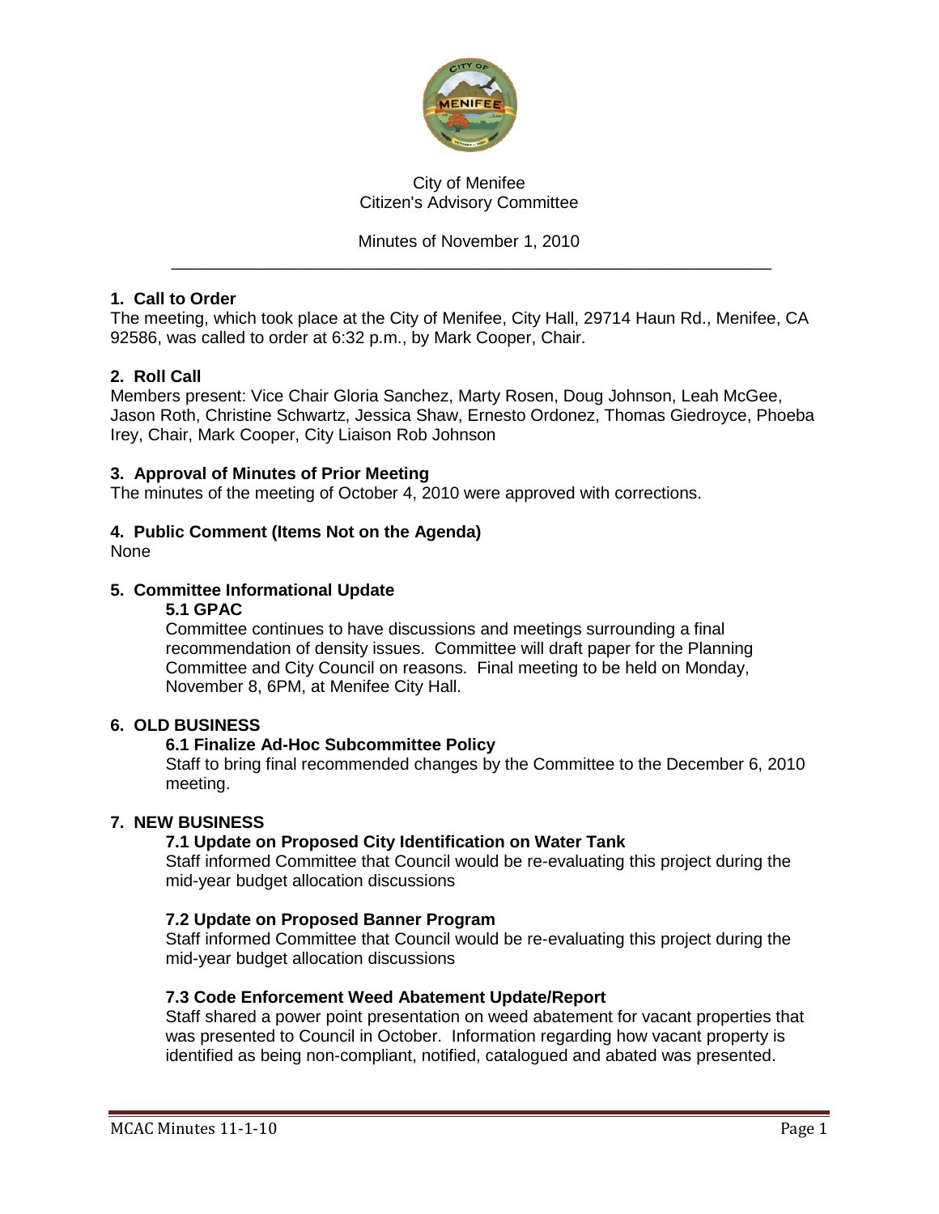City of Menifee
Citizen's Advisory Committee

Minutes of November 1, 2010

---

## 1. Call to Order

The meeting, which took place at the City of Menifee, City Hall, 29714 Haun Rd., Menifee, CA 92586, was called to order at 6:32 p.m., by Mark Cooper, Chair.

## 2. Roll Call

Members present: Vice Chair Gloria Sanchez, Marty Rosen, Doug Johnson, Leah McGee, Jason Roth, Christine Schwartz, Jessica Shaw, Ernesto Ordonez, Thomas Giedroyce, Phoeba Irey, Chair, Mark Cooper, City Liaison Rob Johnson

## 3. Approval of Minutes of Prior Meeting

The minutes of the meeting of October 4, 2010 were approved with corrections.

## 4. Public Comment (Items Not on the Agenda)

None

## 5. Committee Informational Update

### 5.1 GPAC

Committee continues to have discussions and meetings surrounding a final recommendation of density issues. Committee will draft paper for the Planning Committee and City Council on reasons. Final meeting to be held on Monday, November 8, 6PM, at Menifee City Hall.

## 6. OLD BUSINESS

### 6.1 Finalize Ad-Hoc Subcommittee Policy

Staff to bring final recommended changes by the Committee to the December 6, 2010 meeting.

## 7. NEW BUSINESS

### 7.1 Update on Proposed City Identification on Water Tank

Staff informed Committee that Council would be re-evaluating this project during the mid-year budget allocation discussions

### 7.2 Update on Proposed Banner Program

Staff informed Committee that Council would be re-evaluating this project during the mid-year budget allocation discussions

### 7.3 Code Enforcement Weed Abatement Update/Report

Staff shared a power point presentation on weed abatement for vacant properties that was presented to Council in October. Information regarding how vacant property is identified as being non-compliant, notified, catalogued and abated was presented.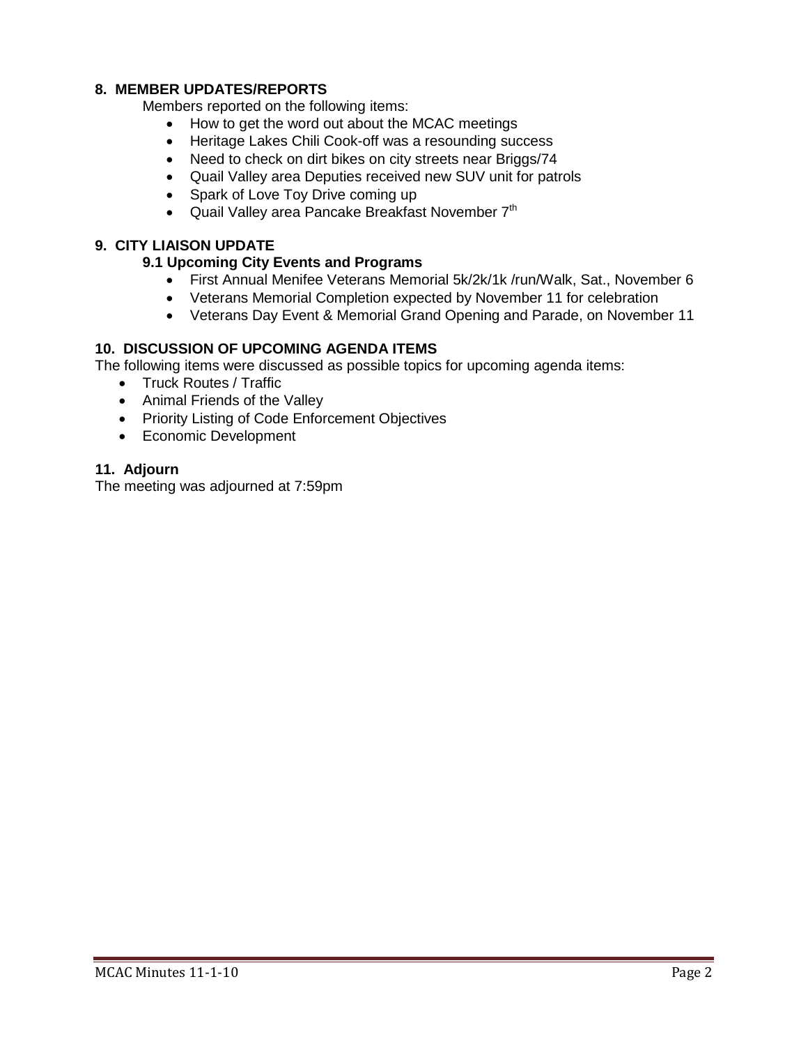## 8. MEMBER UPDATES/REPORTS

Members reported on the following items:

- How to get the word out about the MCAC meetings
- Heritage Lakes Chili Cook-off was a resounding success
- Need to check on dirt bikes on city streets near Briggs/74
- Quail Valley area Deputies received new SUV unit for patrols
- Spark of Love Toy Drive coming up
- Quail Valley area Pancake Breakfast November 7th

## 9. CITY LIAISON UPDATE

### 9.1 Upcoming City Events and Programs

- First Annual Menifee Veterans Memorial 5k/2k/1k /run/Walk, Sat., November 6
- Veterans Memorial Completion expected by November 11 for celebration
- Veterans Day Event & Memorial Grand Opening and Parade, on November 11

## 10. DISCUSSION OF UPCOMING AGENDA ITEMS

The following items were discussed as possible topics for upcoming agenda items:

- Truck Routes / Traffic
- Animal Friends of the Valley
- Priority Listing of Code Enforcement Objectives
- Economic Development

## 11. Adjourn

The meeting was adjourned at 7:59pm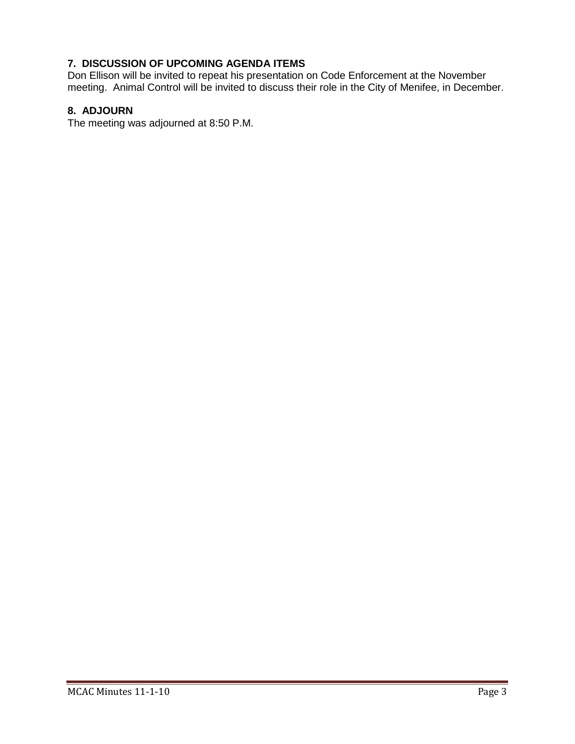**7. DISCUSSION OF UPCOMING AGENDA ITEMS**

Don Ellison will be invited to repeat his presentation on Code Enforcement at the November meeting. Animal Control will be invited to discuss their role in the City of Menifee, in December.

**8. ADJOURN**

The meeting was adjourned at 8:50 P.M.